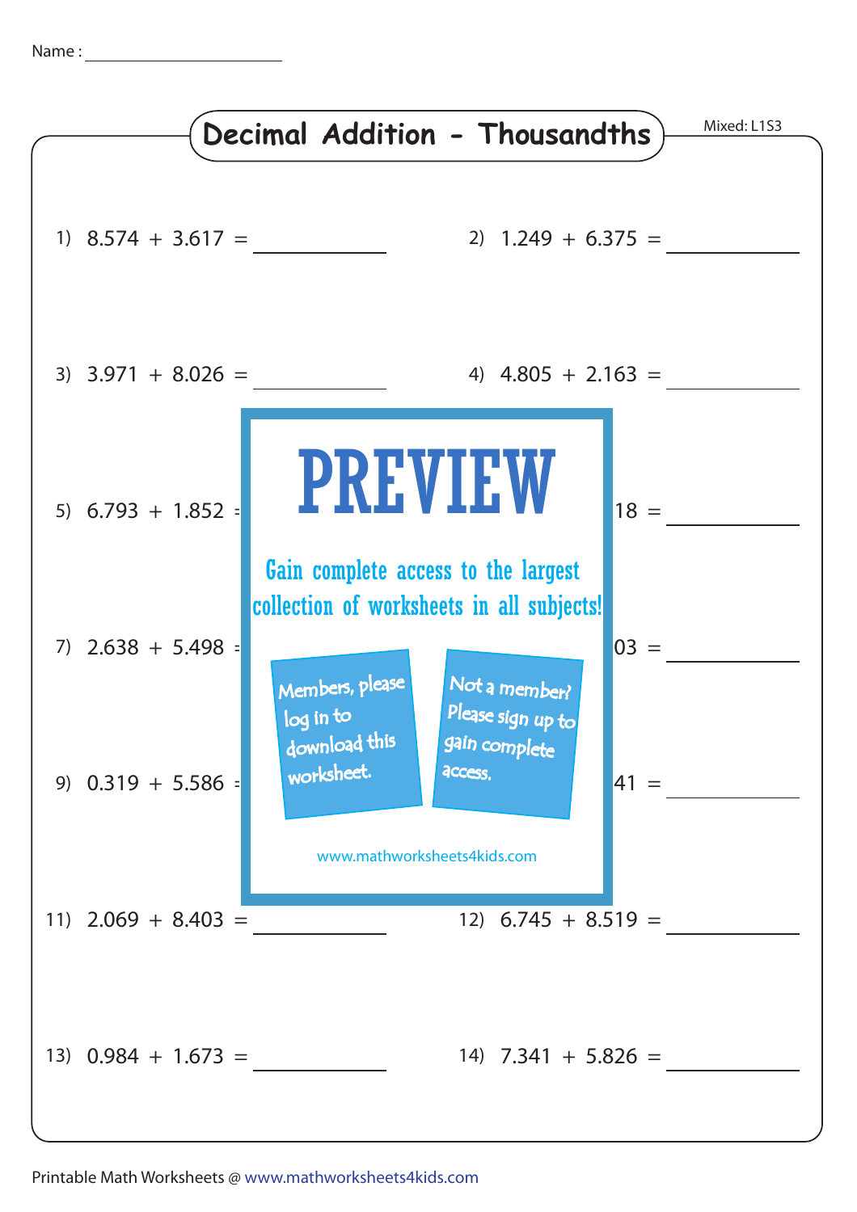Name : ____________________

# Decimal Addition - Thousandths

Mixed: L1S3

1) 8.574 + 3.617 = __________

2) 1.249 + 6.375 = __________

3) 3.971 + 8.026 = __________

4) 4.805 + 2.163 = __________

5) 6.793 + 1.852 =

PREVIEW

18 = __________

Gain complete access to the largest collection of worksheets in all subjects!

7) 2.638 + 5.498 =

03 = __________

Members, please log in to download this worksheet.

Not a member? Please sign up to gain complete access.

9) 0.319 + 5.586 =

41 = __________

www.mathworksheets4kids.com

11) 2.069 + 8.403 = __________

12) 6.745 + 8.519 = __________

13) 0.984 + 1.673 = __________

14) 7.341 + 5.826 = __________

Printable Math Worksheets @ www.mathworksheets4kids.com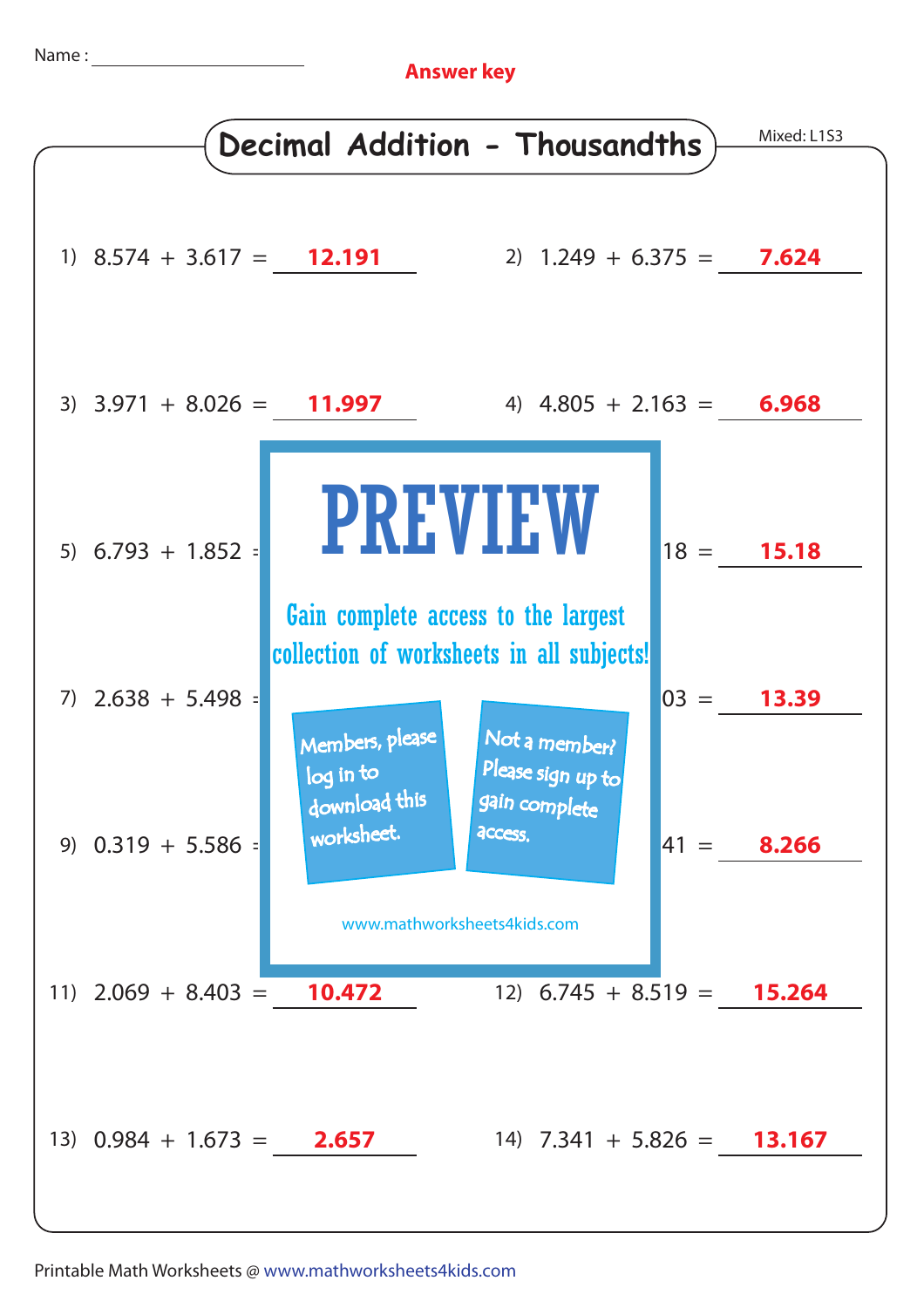Name :

**Answer key**

# Decimal Addition - Thousandths

Mixed: L1S3

1) $8.574 + 3.617 =$ **12.191**

2) $1.249 + 6.375 =$ **7.624**

3) $3.971 + 8.026 =$ **11.997**

4) $4.805 + 2.163 =$ **6.968**

5) $6.793 + 1.852 =$

6) 18 = **15.18**

7) $2.638 + 5.498 =$

8) 03 = **13.39**

9) $0.319 + 5.586 =$

10) 41 = **8.266**

PREVIEW

Gain complete access to the largest collection of worksheets in all subjects!

Members, please log in to download this worksheet.

Not a member? Please sign up to gain complete access.

www.mathworksheets4kids.com

11) $2.069 + 8.403 =$ **10.472**

12) $6.745 + 8.519 =$ **15.264**

13) $0.984 + 1.673 =$ **2.657**

14) $7.341 + 5.826 =$ **13.167**

Printable Math Worksheets @ www.mathworksheets4kids.com